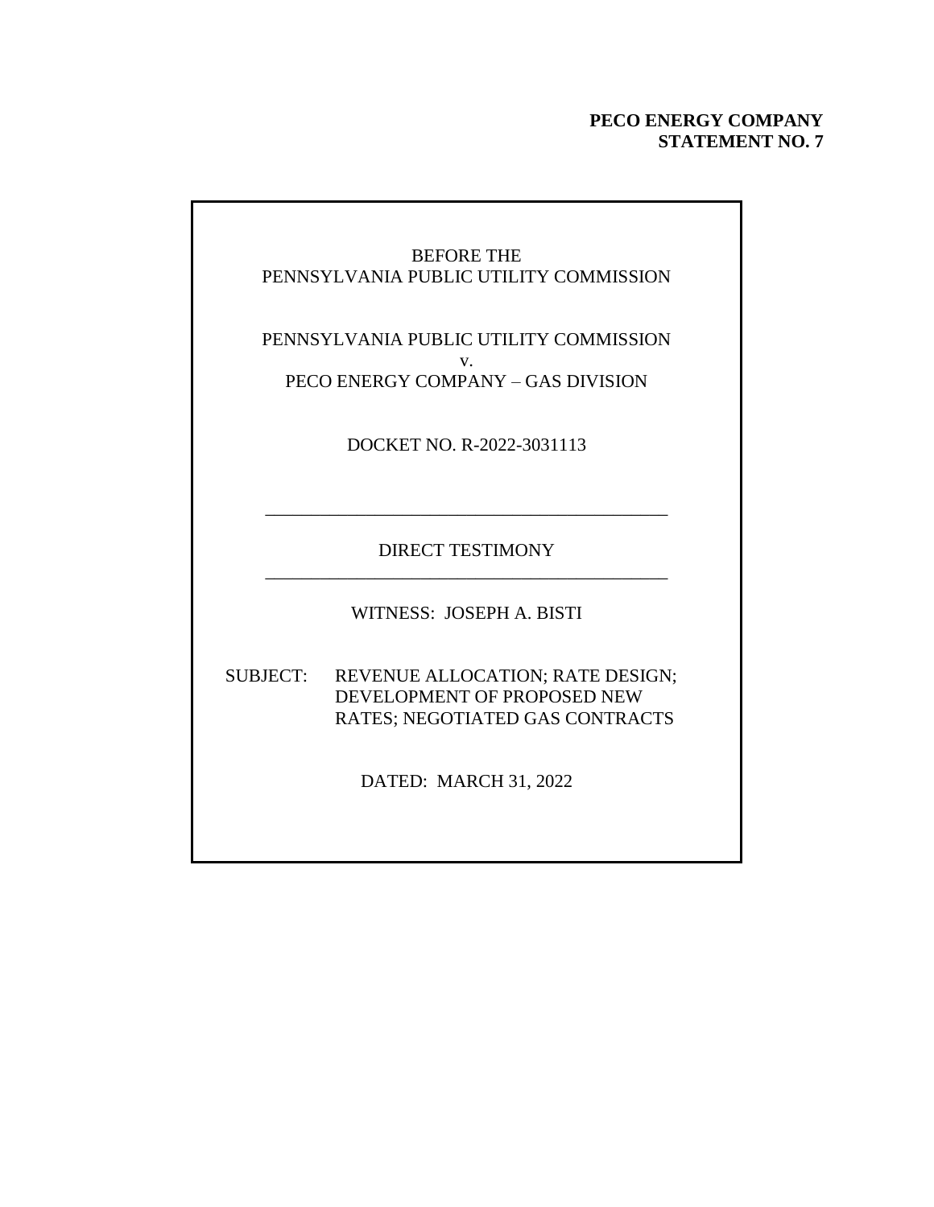**PECO ENERGY COMPANY**
**STATEMENT NO. 7**

BEFORE THE
PENNSYLVANIA PUBLIC UTILITY COMMISSION

PENNSYLVANIA PUBLIC UTILITY COMMISSION
v.
PECO ENERGY COMPANY – GAS DIVISION

DOCKET NO. R-2022-3031113

---

DIRECT TESTIMONY

---

WITNESS: JOSEPH A. BISTI

SUBJECT: REVENUE ALLOCATION; RATE DESIGN; DEVELOPMENT OF PROPOSED NEW RATES; NEGOTIATED GAS CONTRACTS

DATED: MARCH 31, 2022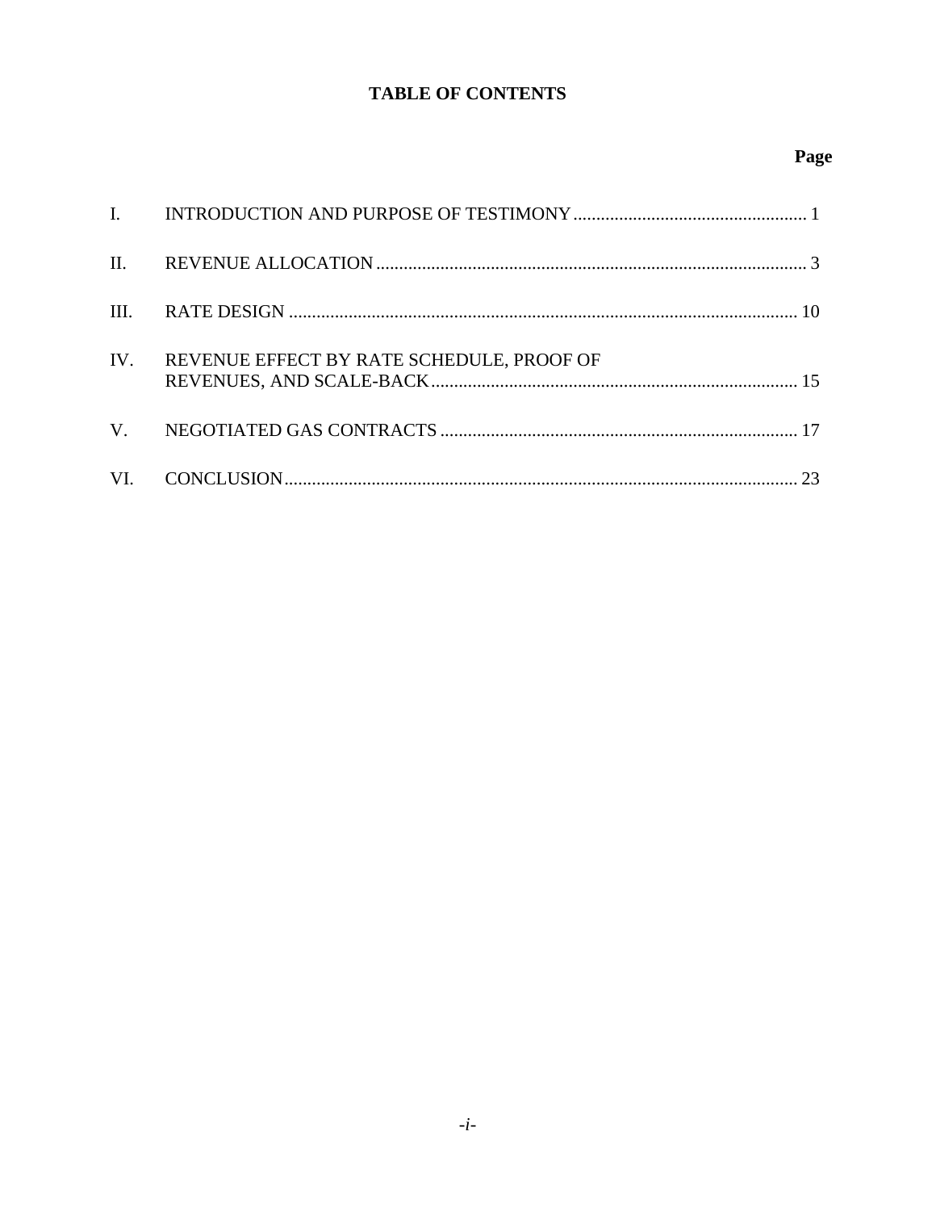# TABLE OF CONTENTS

| | | Page |
|---|---|---|
| I. | INTRODUCTION AND PURPOSE OF TESTIMONY | 1 |
| II. | REVENUE ALLOCATION | 3 |
| III. | RATE DESIGN | 10 |
| IV. | REVENUE EFFECT BY RATE SCHEDULE, PROOF OF REVENUES, AND SCALE-BACK | 15 |
| V. | NEGOTIATED GAS CONTRACTS | 17 |
| VI. | CONCLUSION | 23 |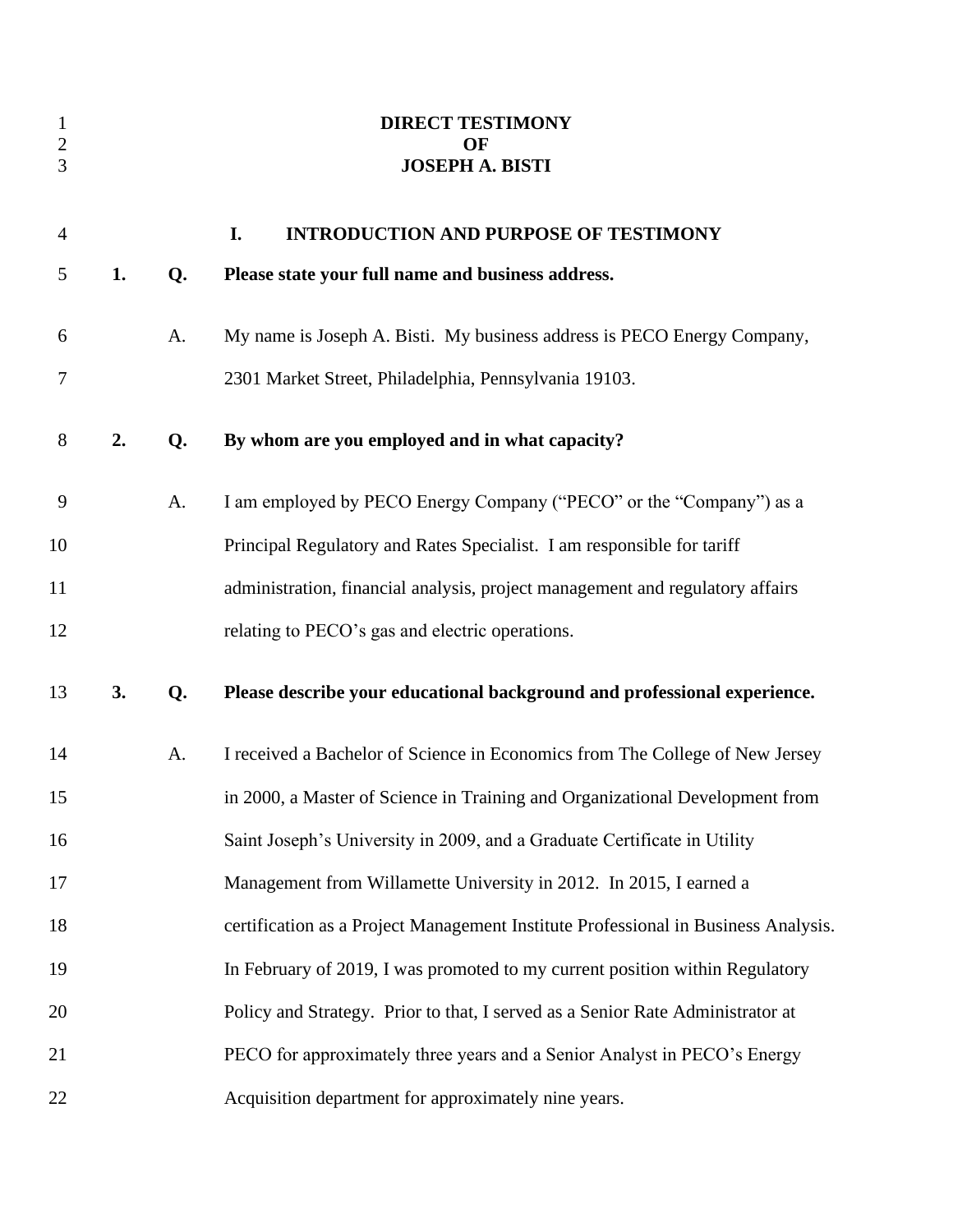# DIRECT TESTIMONY OF JOSEPH A. BISTI

## I. INTRODUCTION AND PURPOSE OF TESTIMONY

**1. Q. Please state your full name and business address.**

A. My name is Joseph A. Bisti. My business address is PECO Energy Company, 2301 Market Street, Philadelphia, Pennsylvania 19103.

**2. Q. By whom are you employed and in what capacity?**

A. I am employed by PECO Energy Company ("PECO" or the "Company") as a Principal Regulatory and Rates Specialist. I am responsible for tariff administration, financial analysis, project management and regulatory affairs relating to PECO's gas and electric operations.

**3. Q. Please describe your educational background and professional experience.**

A. I received a Bachelor of Science in Economics from The College of New Jersey in 2000, a Master of Science in Training and Organizational Development from Saint Joseph's University in 2009, and a Graduate Certificate in Utility Management from Willamette University in 2012. In 2015, I earned a certification as a Project Management Institute Professional in Business Analysis. In February of 2019, I was promoted to my current position within Regulatory Policy and Strategy. Prior to that, I served as a Senior Rate Administrator at PECO for approximately three years and a Senior Analyst in PECO's Energy Acquisition department for approximately nine years.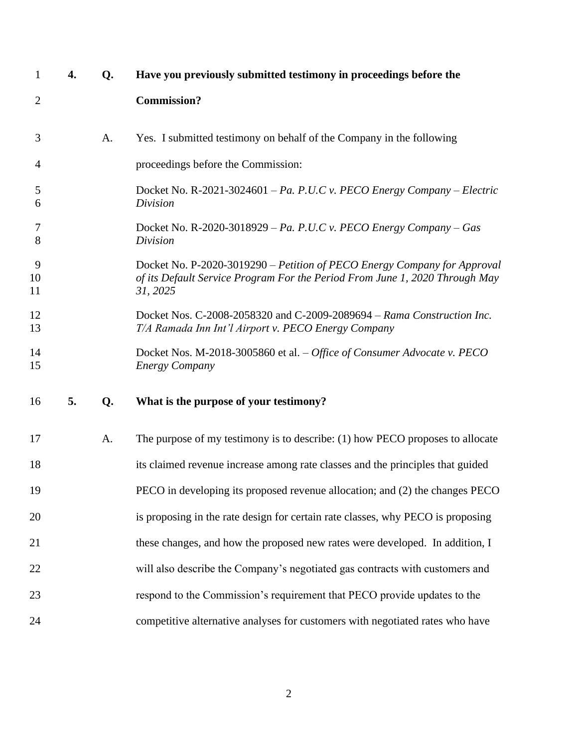**4. Q. Have you previously submitted testimony in proceedings before the Commission?**

A. Yes. I submitted testimony on behalf of the Company in the following proceedings before the Commission:

Docket No. R-2021-3024601 – *Pa. P.U.C v. PECO Energy Company – Electric Division*

Docket No. R-2020-3018929 – *Pa. P.U.C v. PECO Energy Company – Gas Division*

Docket No. P-2020-3019290 – *Petition of PECO Energy Company for Approval of its Default Service Program For the Period From June 1, 2020 Through May 31, 2025*

Docket Nos. C-2008-2058320 and C-2009-2089694 – *Rama Construction Inc. T/A Ramada Inn Int'l Airport v. PECO Energy Company*

Docket Nos. M-2018-3005860 et al. – *Office of Consumer Advocate v. PECO Energy Company*

**5. Q. What is the purpose of your testimony?**

A. The purpose of my testimony is to describe: (1) how PECO proposes to allocate its claimed revenue increase among rate classes and the principles that guided PECO in developing its proposed revenue allocation; and (2) the changes PECO is proposing in the rate design for certain rate classes, why PECO is proposing these changes, and how the proposed new rates were developed. In addition, I will also describe the Company's negotiated gas contracts with customers and respond to the Commission's requirement that PECO provide updates to the competitive alternative analyses for customers with negotiated rates who have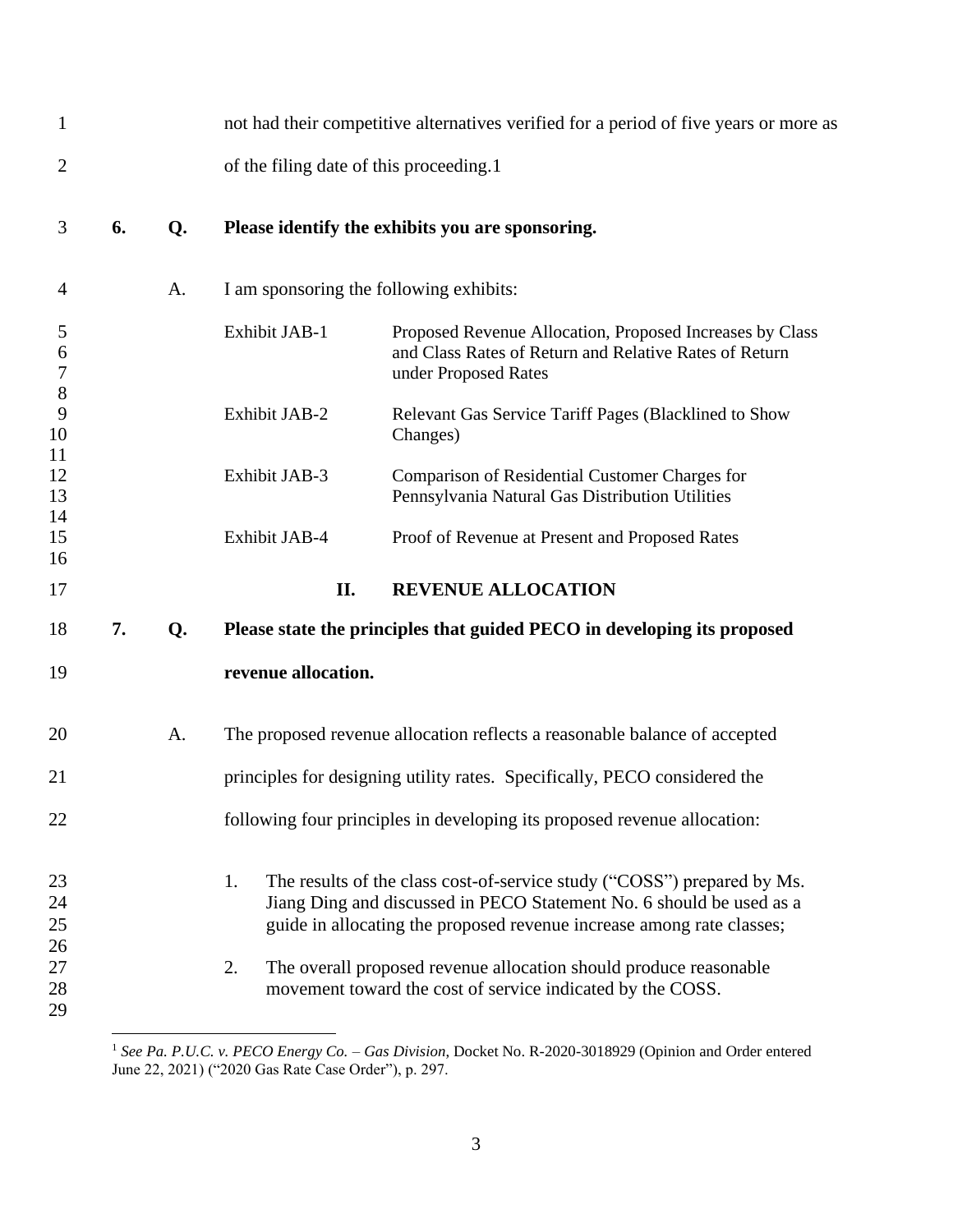not had their competitive alternatives verified for a period of five years or more as of the filing date of this proceeding.[1]

**6. Q. Please identify the exhibits you are sponsoring.**

A. I am sponsoring the following exhibits:

| | |
|---|---|
| Exhibit JAB-1 | Proposed Revenue Allocation, Proposed Increases by Class and Class Rates of Return and Relative Rates of Return under Proposed Rates |
| Exhibit JAB-2 | Relevant Gas Service Tariff Pages (Blacklined to Show Changes) |
| Exhibit JAB-3 | Comparison of Residential Customer Charges for Pennsylvania Natural Gas Distribution Utilities |
| Exhibit JAB-4 | Proof of Revenue at Present and Proposed Rates |

## II. REVENUE ALLOCATION

**7. Q. Please state the principles that guided PECO in developing its proposed revenue allocation.**

A. The proposed revenue allocation reflects a reasonable balance of accepted principles for designing utility rates. Specifically, PECO considered the following four principles in developing its proposed revenue allocation:

1. The results of the class cost-of-service study ("COSS") prepared by Ms. Jiang Ding and discussed in PECO Statement No. 6 should be used as a guide in allocating the proposed revenue increase among rate classes;

2. The overall proposed revenue allocation should produce reasonable movement toward the cost of service indicated by the COSS.

---

[1] *See Pa. P.U.C. v. PECO Energy Co. – Gas Division*, Docket No. R-2020-3018929 (Opinion and Order entered June 22, 2021) ("2020 Gas Rate Case Order"), p. 297.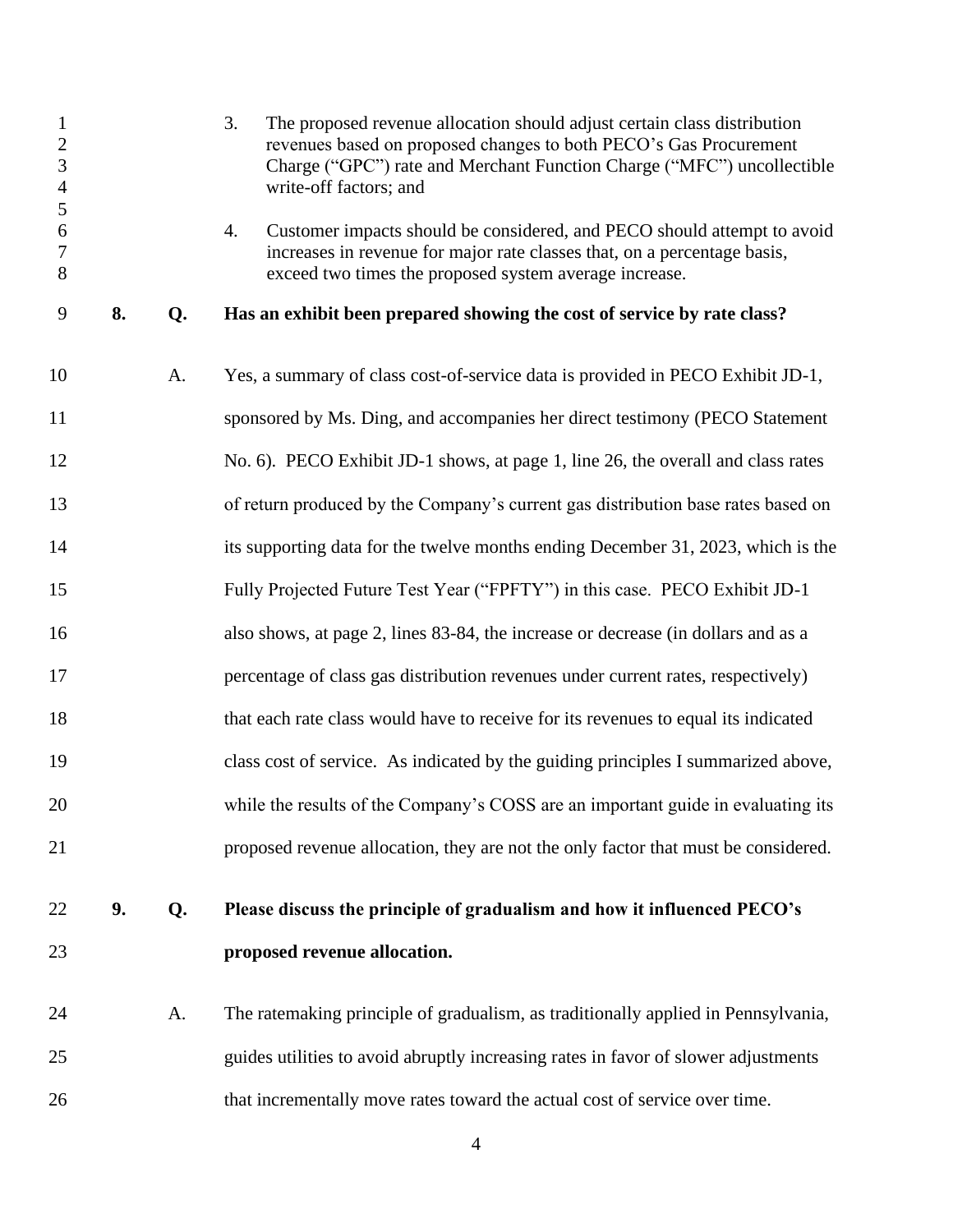3. The proposed revenue allocation should adjust certain class distribution revenues based on proposed changes to both PECO's Gas Procurement Charge ("GPC") rate and Merchant Function Charge ("MFC") uncollectible write-off factors; and

4. Customer impacts should be considered, and PECO should attempt to avoid increases in revenue for major rate classes that, on a percentage basis, exceed two times the proposed system average increase.

**8. Q. Has an exhibit been prepared showing the cost of service by rate class?**

A. Yes, a summary of class cost-of-service data is provided in PECO Exhibit JD-1, sponsored by Ms. Ding, and accompanies her direct testimony (PECO Statement No. 6). PECO Exhibit JD-1 shows, at page 1, line 26, the overall and class rates of return produced by the Company's current gas distribution base rates based on its supporting data for the twelve months ending December 31, 2023, which is the Fully Projected Future Test Year ("FPFTY") in this case. PECO Exhibit JD-1 also shows, at page 2, lines 83-84, the increase or decrease (in dollars and as a percentage of class gas distribution revenues under current rates, respectively) that each rate class would have to receive for its revenues to equal its indicated class cost of service. As indicated by the guiding principles I summarized above, while the results of the Company's COSS are an important guide in evaluating its proposed revenue allocation, they are not the only factor that must be considered.

**9. Q. Please discuss the principle of gradualism and how it influenced PECO's proposed revenue allocation.**

A. The ratemaking principle of gradualism, as traditionally applied in Pennsylvania, guides utilities to avoid abruptly increasing rates in favor of slower adjustments that incrementally move rates toward the actual cost of service over time.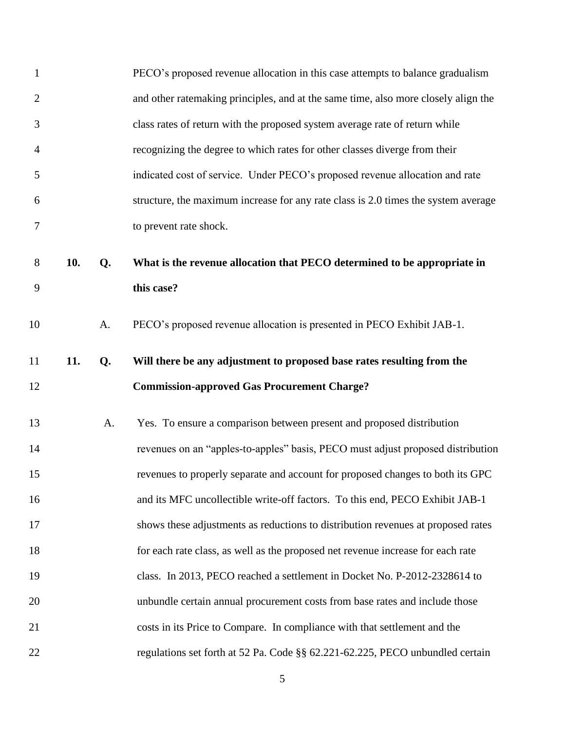PECO's proposed revenue allocation in this case attempts to balance gradualism and other ratemaking principles, and at the same time, also more closely align the class rates of return with the proposed system average rate of return while recognizing the degree to which rates for other classes diverge from their indicated cost of service. Under PECO's proposed revenue allocation and rate structure, the maximum increase for any rate class is 2.0 times the system average to prevent rate shock.

**10. Q. What is the revenue allocation that PECO determined to be appropriate in this case?**

A. PECO's proposed revenue allocation is presented in PECO Exhibit JAB-1.

**11. Q. Will there be any adjustment to proposed base rates resulting from the Commission-approved Gas Procurement Charge?**

A. Yes. To ensure a comparison between present and proposed distribution revenues on an "apples-to-apples" basis, PECO must adjust proposed distribution revenues to properly separate and account for proposed changes to both its GPC and its MFC uncollectible write-off factors. To this end, PECO Exhibit JAB-1 shows these adjustments as reductions to distribution revenues at proposed rates for each rate class, as well as the proposed net revenue increase for each rate class. In 2013, PECO reached a settlement in Docket No. P-2012-2328614 to unbundle certain annual procurement costs from base rates and include those costs in its Price to Compare. In compliance with that settlement and the regulations set forth at 52 Pa. Code §§ 62.221-62.225, PECO unbundled certain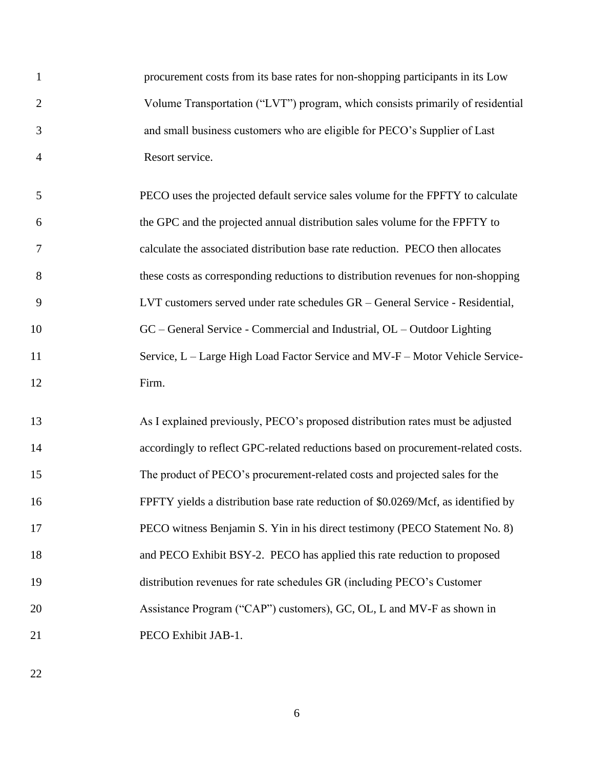procurement costs from its base rates for non-shopping participants in its Low Volume Transportation ("LVT") program, which consists primarily of residential and small business customers who are eligible for PECO's Supplier of Last Resort service.

PECO uses the projected default service sales volume for the FPFTY to calculate the GPC and the projected annual distribution sales volume for the FPFTY to calculate the associated distribution base rate reduction. PECO then allocates these costs as corresponding reductions to distribution revenues for non-shopping LVT customers served under rate schedules GR – General Service - Residential, GC – General Service - Commercial and Industrial, OL – Outdoor Lighting Service, L – Large High Load Factor Service and MV-F – Motor Vehicle Service-Firm.

As I explained previously, PECO's proposed distribution rates must be adjusted accordingly to reflect GPC-related reductions based on procurement-related costs. The product of PECO's procurement-related costs and projected sales for the FPFTY yields a distribution base rate reduction of $0.0269/Mcf, as identified by PECO witness Benjamin S. Yin in his direct testimony (PECO Statement No. 8) and PECO Exhibit BSY-2. PECO has applied this rate reduction to proposed distribution revenues for rate schedules GR (including PECO's Customer Assistance Program ("CAP") customers), GC, OL, L and MV-F as shown in PECO Exhibit JAB-1.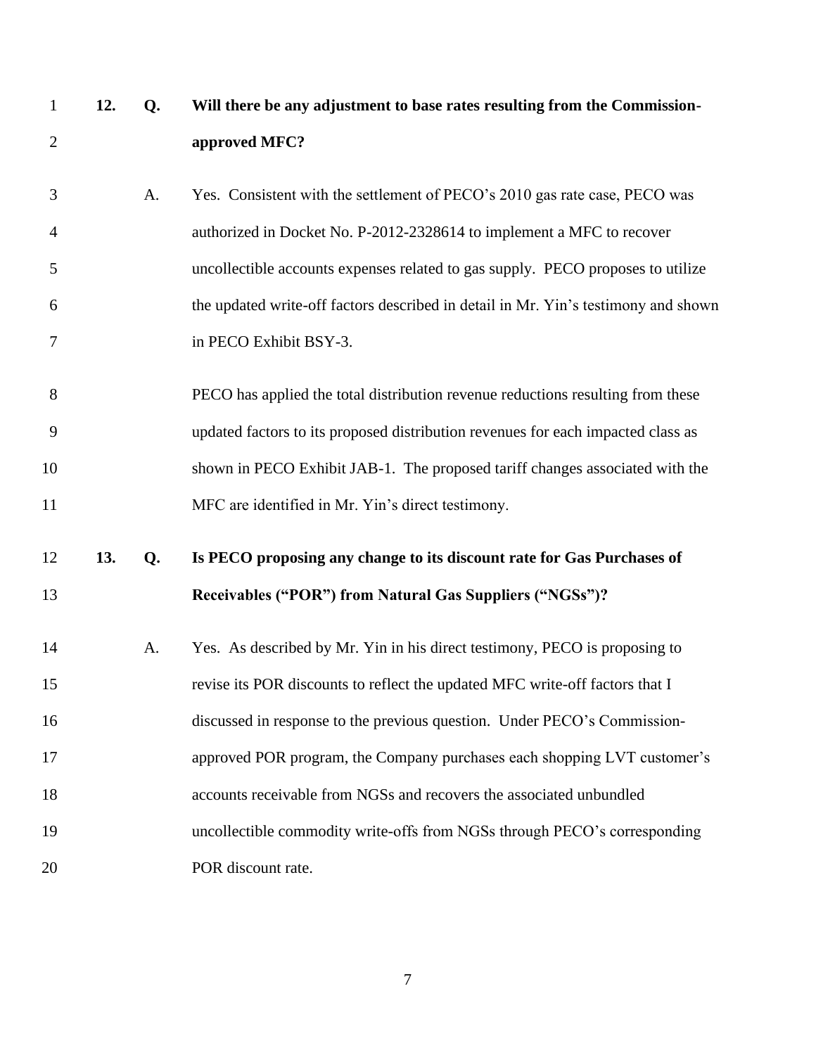**12. Q. Will there be any adjustment to base rates resulting from the Commission-approved MFC?**

A. Yes. Consistent with the settlement of PECO's 2010 gas rate case, PECO was authorized in Docket No. P-2012-2328614 to implement a MFC to recover uncollectible accounts expenses related to gas supply. PECO proposes to utilize the updated write-off factors described in detail in Mr. Yin's testimony and shown in PECO Exhibit BSY-3.

PECO has applied the total distribution revenue reductions resulting from these updated factors to its proposed distribution revenues for each impacted class as shown in PECO Exhibit JAB-1. The proposed tariff changes associated with the MFC are identified in Mr. Yin's direct testimony.

**13. Q. Is PECO proposing any change to its discount rate for Gas Purchases of Receivables ("POR") from Natural Gas Suppliers ("NGSs")?**

A. Yes. As described by Mr. Yin in his direct testimony, PECO is proposing to revise its POR discounts to reflect the updated MFC write-off factors that I discussed in response to the previous question. Under PECO's Commission-approved POR program, the Company purchases each shopping LVT customer's accounts receivable from NGSs and recovers the associated unbundled uncollectible commodity write-offs from NGSs through PECO's corresponding POR discount rate.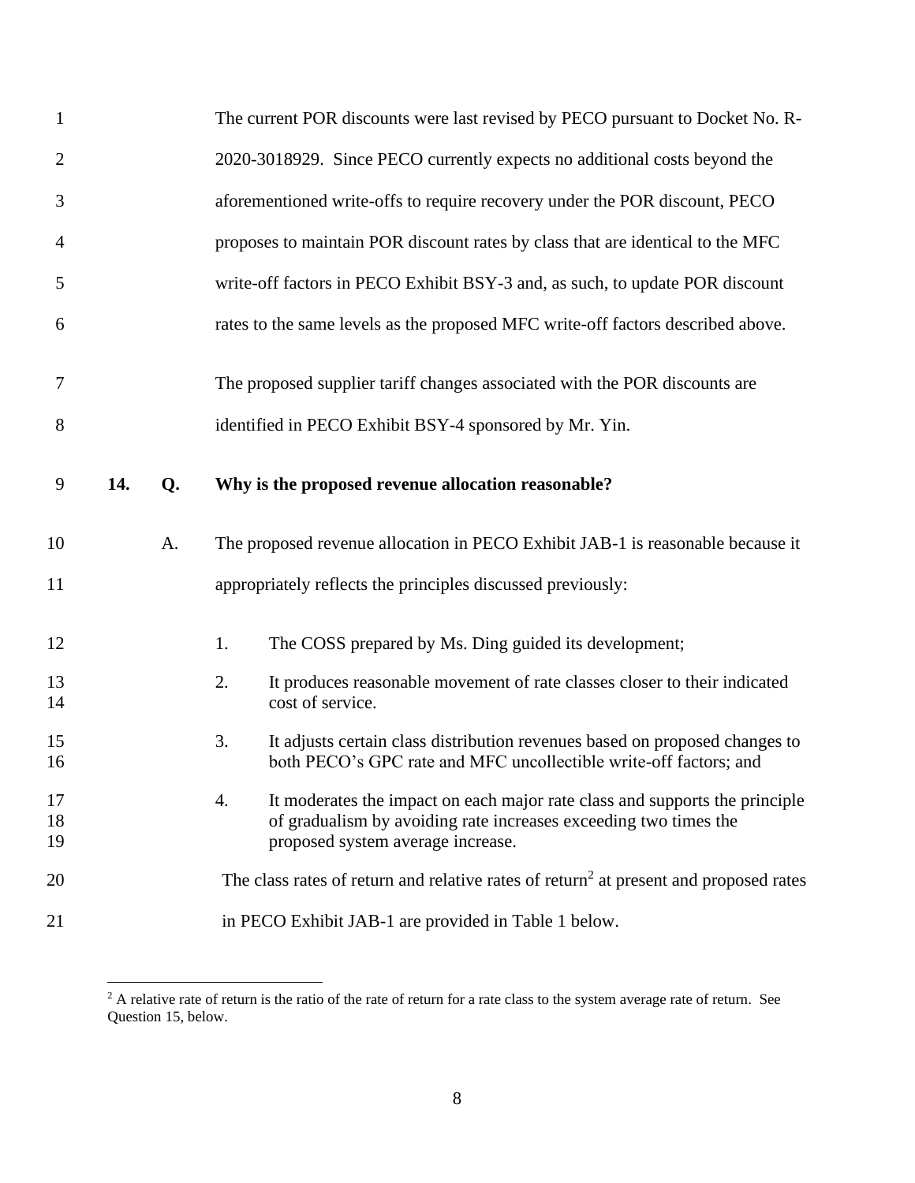The current POR discounts were last revised by PECO pursuant to Docket No. R-2020-3018929. Since PECO currently expects no additional costs beyond the aforementioned write-offs to require recovery under the POR discount, PECO proposes to maintain POR discount rates by class that are identical to the MFC write-off factors in PECO Exhibit BSY-3 and, as such, to update POR discount rates to the same levels as the proposed MFC write-off factors described above.

The proposed supplier tariff changes associated with the POR discounts are identified in PECO Exhibit BSY-4 sponsored by Mr. Yin.

**14. Q. Why is the proposed revenue allocation reasonable?**

A. The proposed revenue allocation in PECO Exhibit JAB-1 is reasonable because it appropriately reflects the principles discussed previously:

1. The COSS prepared by Ms. Ding guided its development;
2. It produces reasonable movement of rate classes closer to their indicated cost of service.
3. It adjusts certain class distribution revenues based on proposed changes to both PECO's GPC rate and MFC uncollectible write-off factors; and
4. It moderates the impact on each major rate class and supports the principle of gradualism by avoiding rate increases exceeding two times the proposed system average increase.

The class rates of return and relative rates of return[2] at present and proposed rates in PECO Exhibit JAB-1 are provided in Table 1 below.

[2] A relative rate of return is the ratio of the rate of return for a rate class to the system average rate of return. See Question 15, below.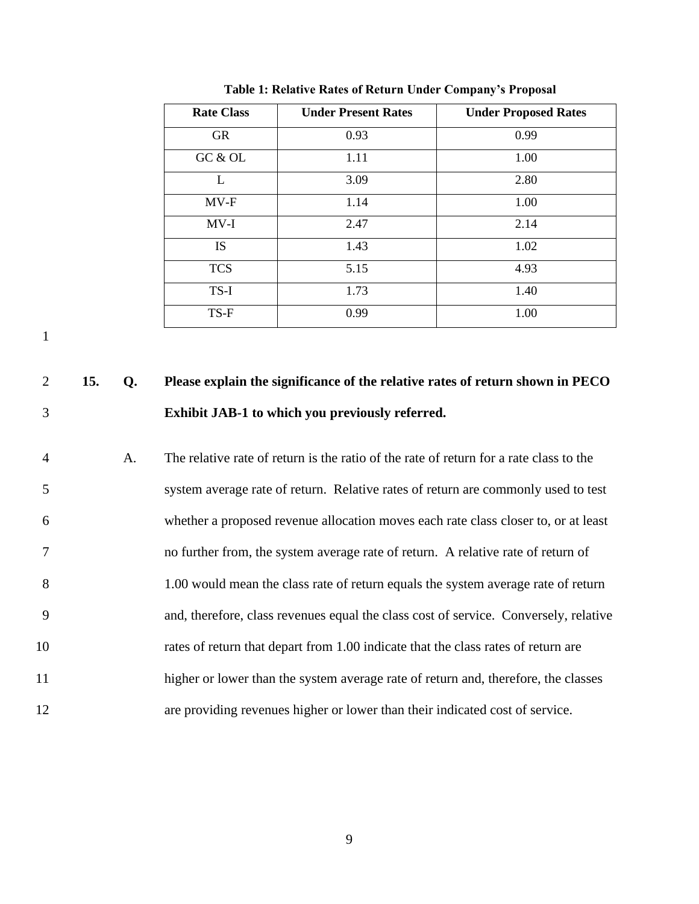**Table 1: Relative Rates of Return Under Company's Proposal**

| Rate Class | Under Present Rates | Under Proposed Rates |
|---|---|---|
| GR | 0.93 | 0.99 |
| GC & OL | 1.11 | 1.00 |
| L | 3.09 | 2.80 |
| MV-F | 1.14 | 1.00 |
| MV-I | 2.47 | 2.14 |
| IS | 1.43 | 1.02 |
| TCS | 5.15 | 4.93 |
| TS-I | 1.73 | 1.40 |
| TS-F | 0.99 | 1.00 |

**15. Q. Please explain the significance of the relative rates of return shown in PECO Exhibit JAB-1 to which you previously referred.**

A. The relative rate of return is the ratio of the rate of return for a rate class to the system average rate of return. Relative rates of return are commonly used to test whether a proposed revenue allocation moves each rate class closer to, or at least no further from, the system average rate of return. A relative rate of return of 1.00 would mean the class rate of return equals the system average rate of return and, therefore, class revenues equal the class cost of service. Conversely, relative rates of return that depart from 1.00 indicate that the class rates of return are higher or lower than the system average rate of return and, therefore, the classes are providing revenues higher or lower than their indicated cost of service.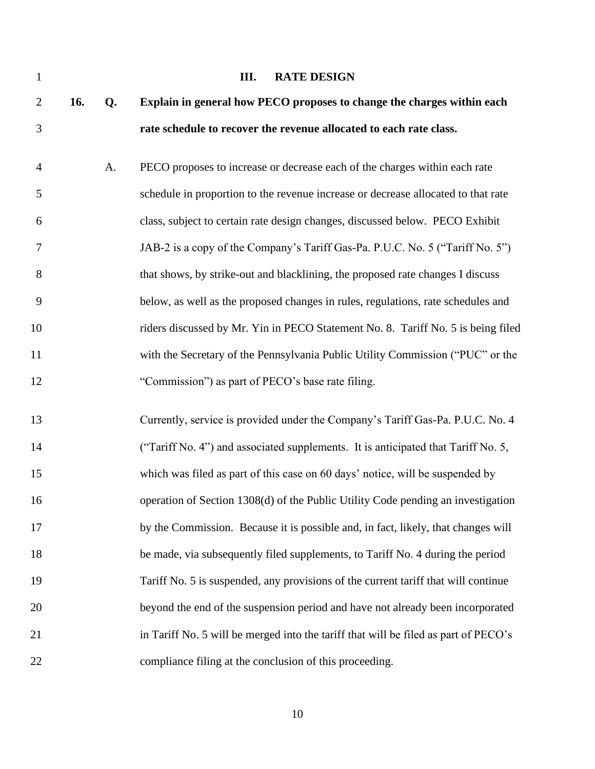## III. RATE DESIGN

**16. Q. Explain in general how PECO proposes to change the charges within each rate schedule to recover the revenue allocated to each rate class.**

A. PECO proposes to increase or decrease each of the charges within each rate schedule in proportion to the revenue increase or decrease allocated to that rate class, subject to certain rate design changes, discussed below. PECO Exhibit JAB-2 is a copy of the Company's Tariff Gas-Pa. P.U.C. No. 5 ("Tariff No. 5") that shows, by strike-out and blacklining, the proposed rate changes I discuss below, as well as the proposed changes in rules, regulations, rate schedules and riders discussed by Mr. Yin in PECO Statement No. 8. Tariff No. 5 is being filed with the Secretary of the Pennsylvania Public Utility Commission ("PUC" or the "Commission") as part of PECO's base rate filing.

Currently, service is provided under the Company's Tariff Gas-Pa. P.U.C. No. 4 ("Tariff No. 4") and associated supplements. It is anticipated that Tariff No. 5, which was filed as part of this case on 60 days' notice, will be suspended by operation of Section 1308(d) of the Public Utility Code pending an investigation by the Commission. Because it is possible and, in fact, likely, that changes will be made, via subsequently filed supplements, to Tariff No. 4 during the period Tariff No. 5 is suspended, any provisions of the current tariff that will continue beyond the end of the suspension period and have not already been incorporated in Tariff No. 5 will be merged into the tariff that will be filed as part of PECO's compliance filing at the conclusion of this proceeding.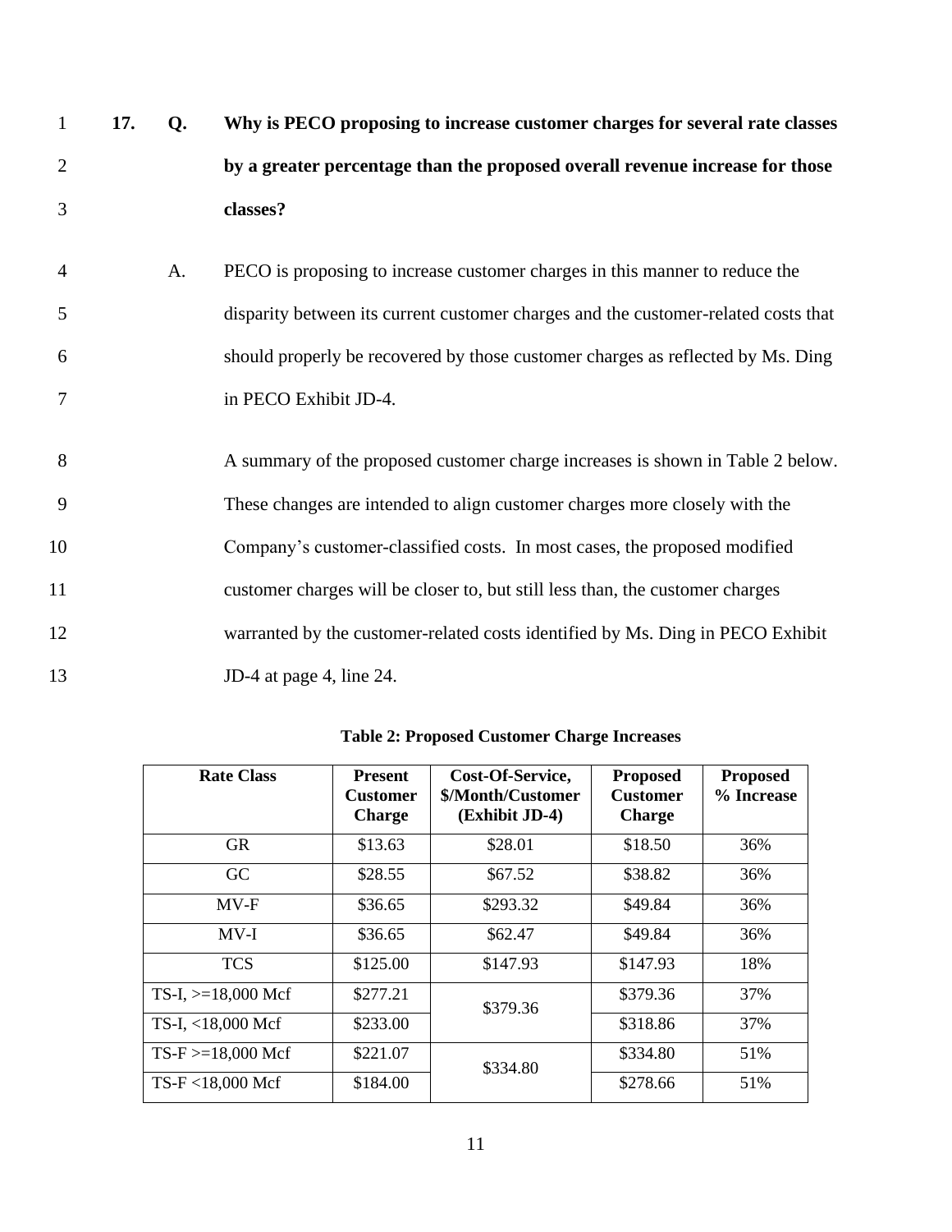**17. Q. Why is PECO proposing to increase customer charges for several rate classes by a greater percentage than the proposed overall revenue increase for those classes?**

A. PECO is proposing to increase customer charges in this manner to reduce the disparity between its current customer charges and the customer-related costs that should properly be recovered by those customer charges as reflected by Ms. Ding in PECO Exhibit JD-4.

A summary of the proposed customer charge increases is shown in Table 2 below. These changes are intended to align customer charges more closely with the Company's customer-classified costs. In most cases, the proposed modified customer charges will be closer to, but still less than, the customer charges warranted by the customer-related costs identified by Ms. Ding in PECO Exhibit JD-4 at page 4, line 24.

**Table 2: Proposed Customer Charge Increases**

| Rate Class | Present Customer Charge | Cost-Of-Service, $/Month/Customer (Exhibit JD-4) | Proposed Customer Charge | Proposed % Increase |
|---|---|---|---|---|
| GR | $13.63 | $28.01 | $18.50 | 36% |
| GC | $28.55 | $67.52 | $38.82 | 36% |
| MV-F | $36.65 | $293.32 | $49.84 | 36% |
| MV-I | $36.65 | $62.47 | $49.84 | 36% |
| TCS | $125.00 | $147.93 | $147.93 | 18% |
| TS-I, >=18,000 Mcf | $277.21 | $379.36 | $379.36 | 37% |
| TS-I, <18,000 Mcf | $233.00 | | $318.86 | 37% |
| TS-F >=18,000 Mcf | $221.07 | $334.80 | $334.80 | 51% |
| TS-F <18,000 Mcf | $184.00 | | $278.66 | 51% |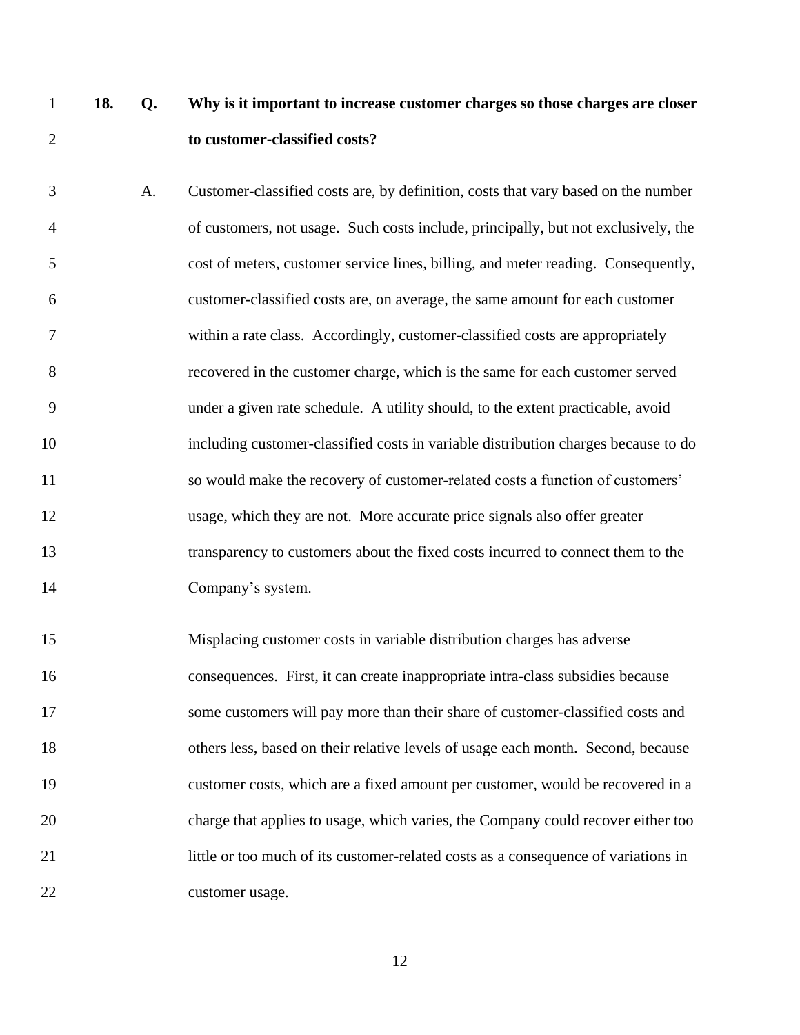**18. Q. Why is it important to increase customer charges so those charges are closer to customer-classified costs?**

A. Customer-classified costs are, by definition, costs that vary based on the number of customers, not usage. Such costs include, principally, but not exclusively, the cost of meters, customer service lines, billing, and meter reading. Consequently, customer-classified costs are, on average, the same amount for each customer within a rate class. Accordingly, customer-classified costs are appropriately recovered in the customer charge, which is the same for each customer served under a given rate schedule. A utility should, to the extent practicable, avoid including customer-classified costs in variable distribution charges because to do so would make the recovery of customer-related costs a function of customers' usage, which they are not. More accurate price signals also offer greater transparency to customers about the fixed costs incurred to connect them to the Company's system.

Misplacing customer costs in variable distribution charges has adverse consequences. First, it can create inappropriate intra-class subsidies because some customers will pay more than their share of customer-classified costs and others less, based on their relative levels of usage each month. Second, because customer costs, which are a fixed amount per customer, would be recovered in a charge that applies to usage, which varies, the Company could recover either too little or too much of its customer-related costs as a consequence of variations in customer usage.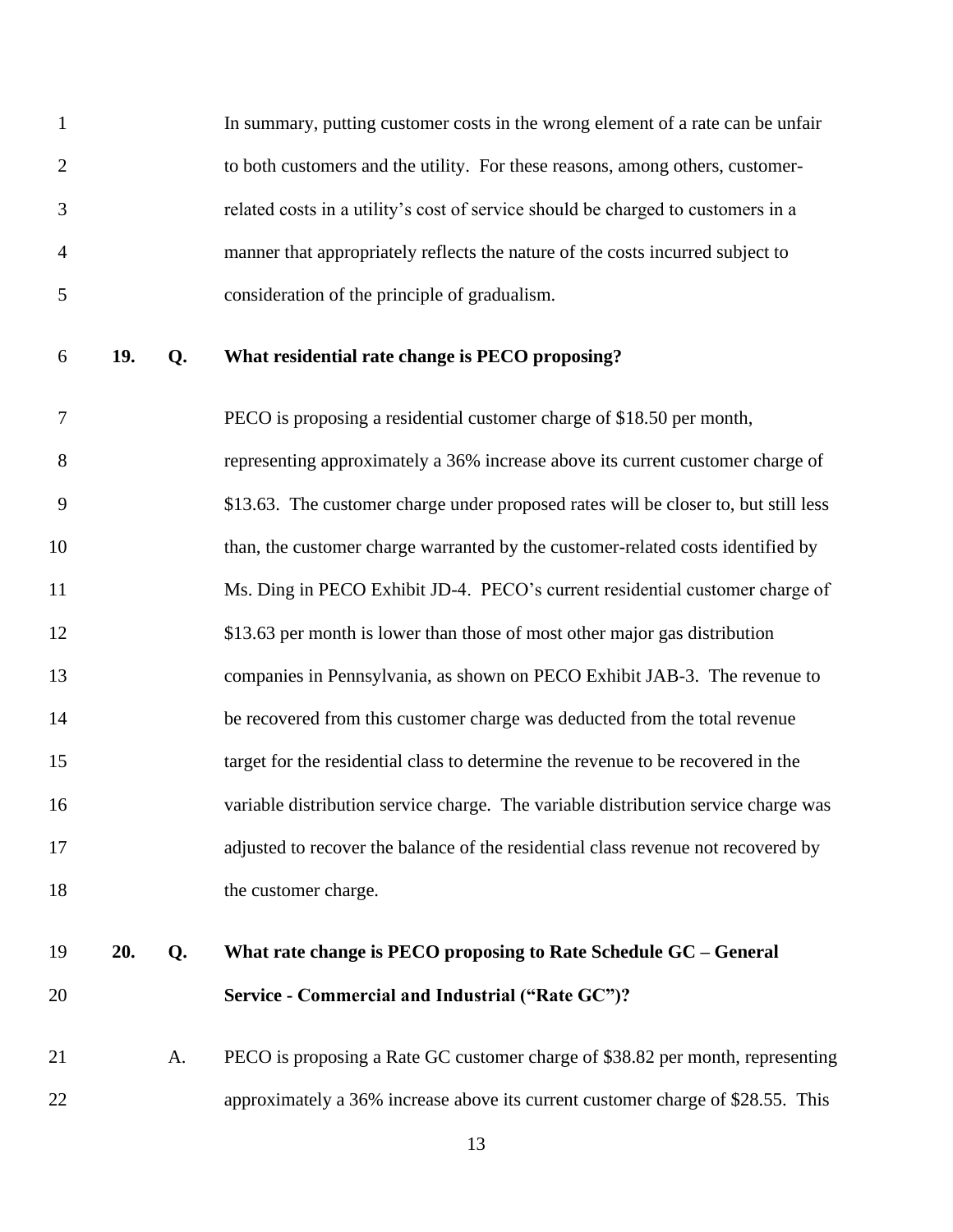In summary, putting customer costs in the wrong element of a rate can be unfair to both customers and the utility. For these reasons, among others, customer-related costs in a utility's cost of service should be charged to customers in a manner that appropriately reflects the nature of the costs incurred subject to consideration of the principle of gradualism.

**19. Q. What residential rate change is PECO proposing?**

PECO is proposing a residential customer charge of $18.50 per month, representing approximately a 36% increase above its current customer charge of $13.63. The customer charge under proposed rates will be closer to, but still less than, the customer charge warranted by the customer-related costs identified by Ms. Ding in PECO Exhibit JD-4. PECO's current residential customer charge of $13.63 per month is lower than those of most other major gas distribution companies in Pennsylvania, as shown on PECO Exhibit JAB-3. The revenue to be recovered from this customer charge was deducted from the total revenue target for the residential class to determine the revenue to be recovered in the variable distribution service charge. The variable distribution service charge was adjusted to recover the balance of the residential class revenue not recovered by the customer charge.

**20. Q. What rate change is PECO proposing to Rate Schedule GC – General Service - Commercial and Industrial ("Rate GC")?**

A. PECO is proposing a Rate GC customer charge of $38.82 per month, representing approximately a 36% increase above its current customer charge of $28.55. This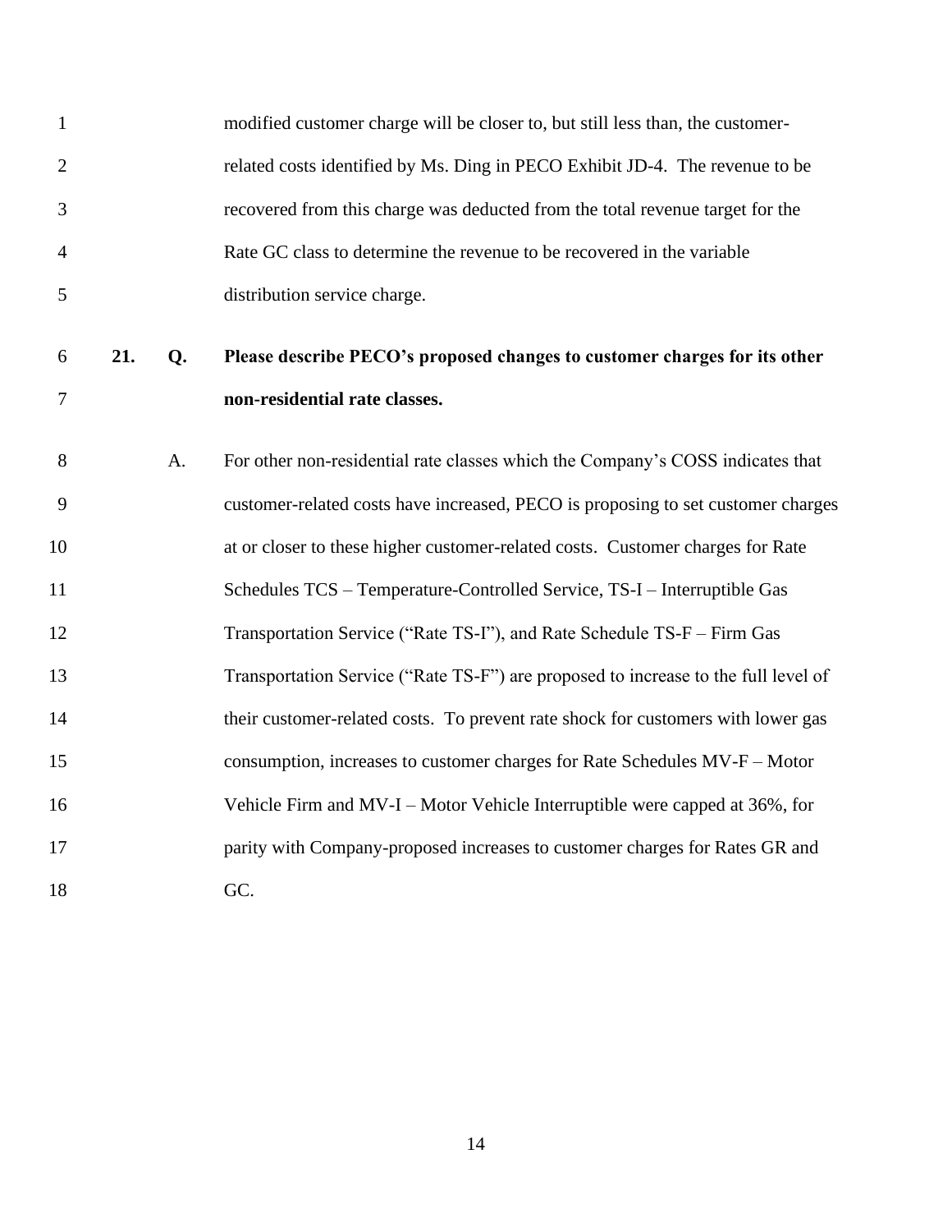modified customer charge will be closer to, but still less than, the customer-related costs identified by Ms. Ding in PECO Exhibit JD-4. The revenue to be recovered from this charge was deducted from the total revenue target for the Rate GC class to determine the revenue to be recovered in the variable distribution service charge.

**21. Q. Please describe PECO's proposed changes to customer charges for its other non-residential rate classes.**

A. For other non-residential rate classes which the Company's COSS indicates that customer-related costs have increased, PECO is proposing to set customer charges at or closer to these higher customer-related costs. Customer charges for Rate Schedules TCS – Temperature-Controlled Service, TS-I – Interruptible Gas Transportation Service ("Rate TS-I"), and Rate Schedule TS-F – Firm Gas Transportation Service ("Rate TS-F") are proposed to increase to the full level of their customer-related costs. To prevent rate shock for customers with lower gas consumption, increases to customer charges for Rate Schedules MV-F – Motor Vehicle Firm and MV-I – Motor Vehicle Interruptible were capped at 36%, for parity with Company-proposed increases to customer charges for Rates GR and GC.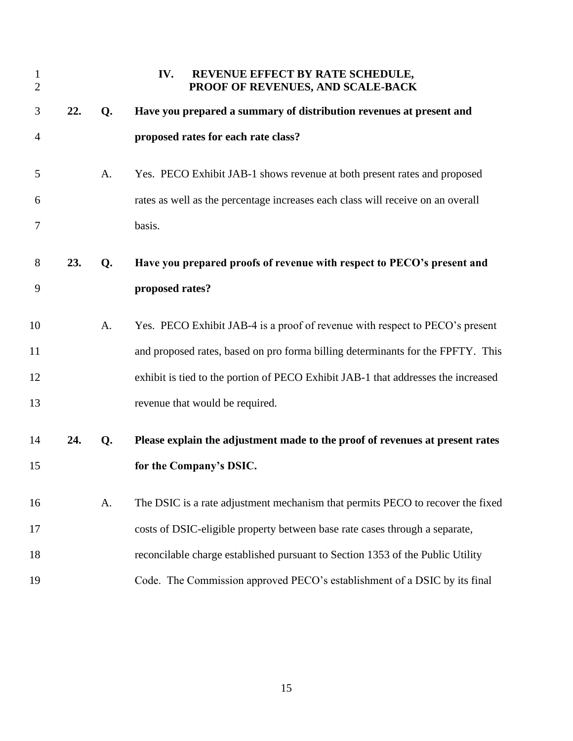## IV. REVENUE EFFECT BY RATE SCHEDULE, PROOF OF REVENUES, AND SCALE-BACK

**22. Q. Have you prepared a summary of distribution revenues at present and proposed rates for each rate class?**

A. Yes. PECO Exhibit JAB-1 shows revenue at both present rates and proposed rates as well as the percentage increases each class will receive on an overall basis.

**23. Q. Have you prepared proofs of revenue with respect to PECO's present and proposed rates?**

A. Yes. PECO Exhibit JAB-4 is a proof of revenue with respect to PECO's present and proposed rates, based on pro forma billing determinants for the FPFTY. This exhibit is tied to the portion of PECO Exhibit JAB-1 that addresses the increased revenue that would be required.

**24. Q. Please explain the adjustment made to the proof of revenues at present rates for the Company's DSIC.**

A. The DSIC is a rate adjustment mechanism that permits PECO to recover the fixed costs of DSIC-eligible property between base rate cases through a separate, reconcilable charge established pursuant to Section 1353 of the Public Utility Code. The Commission approved PECO's establishment of a DSIC by its final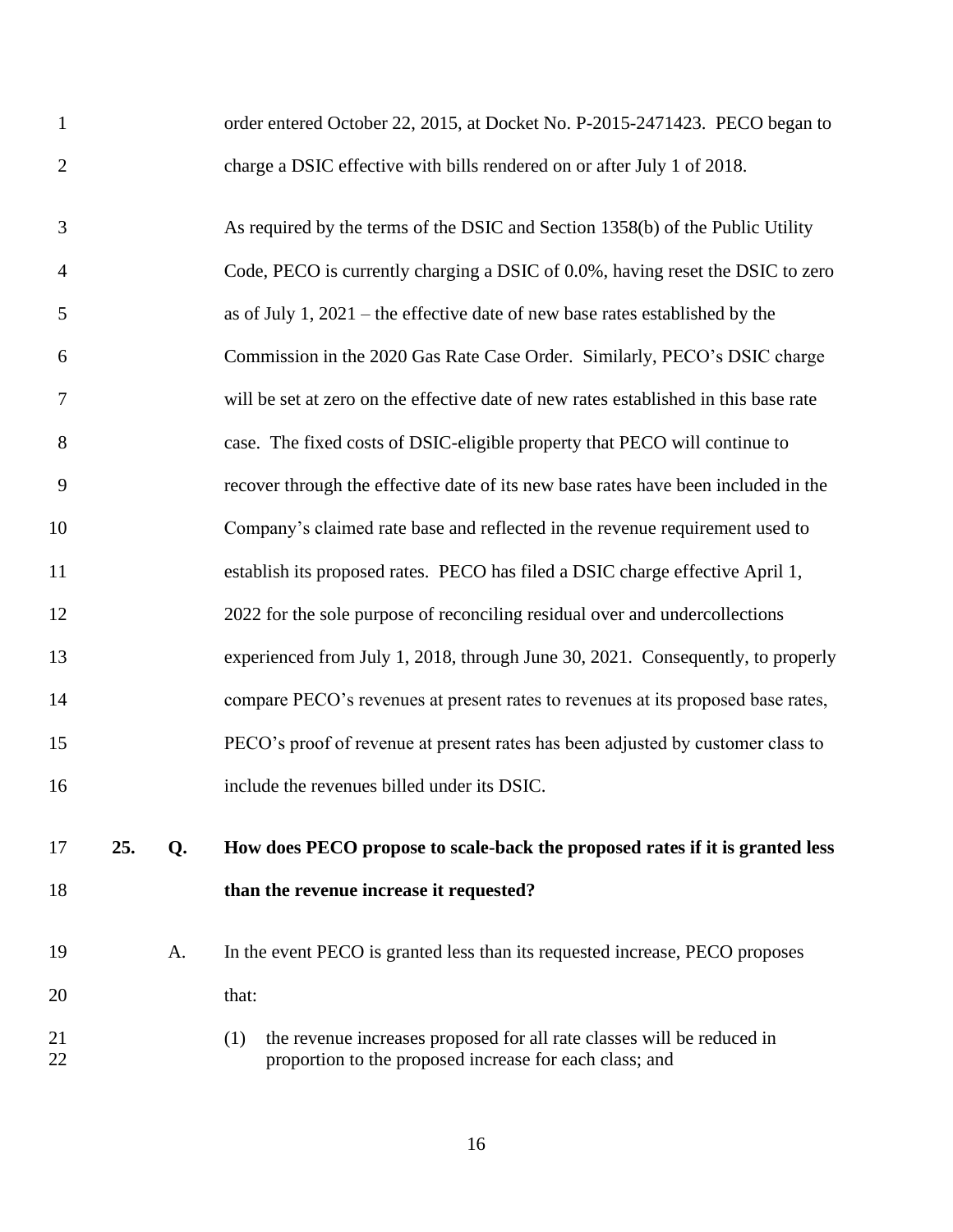order entered October 22, 2015, at Docket No. P-2015-2471423. PECO began to charge a DSIC effective with bills rendered on or after July 1 of 2018.

As required by the terms of the DSIC and Section 1358(b) of the Public Utility Code, PECO is currently charging a DSIC of 0.0%, having reset the DSIC to zero as of July 1, 2021 – the effective date of new base rates established by the Commission in the 2020 Gas Rate Case Order. Similarly, PECO's DSIC charge will be set at zero on the effective date of new rates established in this base rate case. The fixed costs of DSIC-eligible property that PECO will continue to recover through the effective date of its new base rates have been included in the Company's claimed rate base and reflected in the revenue requirement used to establish its proposed rates. PECO has filed a DSIC charge effective April 1, 2022 for the sole purpose of reconciling residual over and undercollections experienced from July 1, 2018, through June 30, 2021. Consequently, to properly compare PECO's revenues at present rates to revenues at its proposed base rates, PECO's proof of revenue at present rates has been adjusted by customer class to include the revenues billed under its DSIC.

**25. Q. How does PECO propose to scale-back the proposed rates if it is granted less than the revenue increase it requested?**

A. In the event PECO is granted less than its requested increase, PECO proposes that:

(1) the revenue increases proposed for all rate classes will be reduced in proportion to the proposed increase for each class; and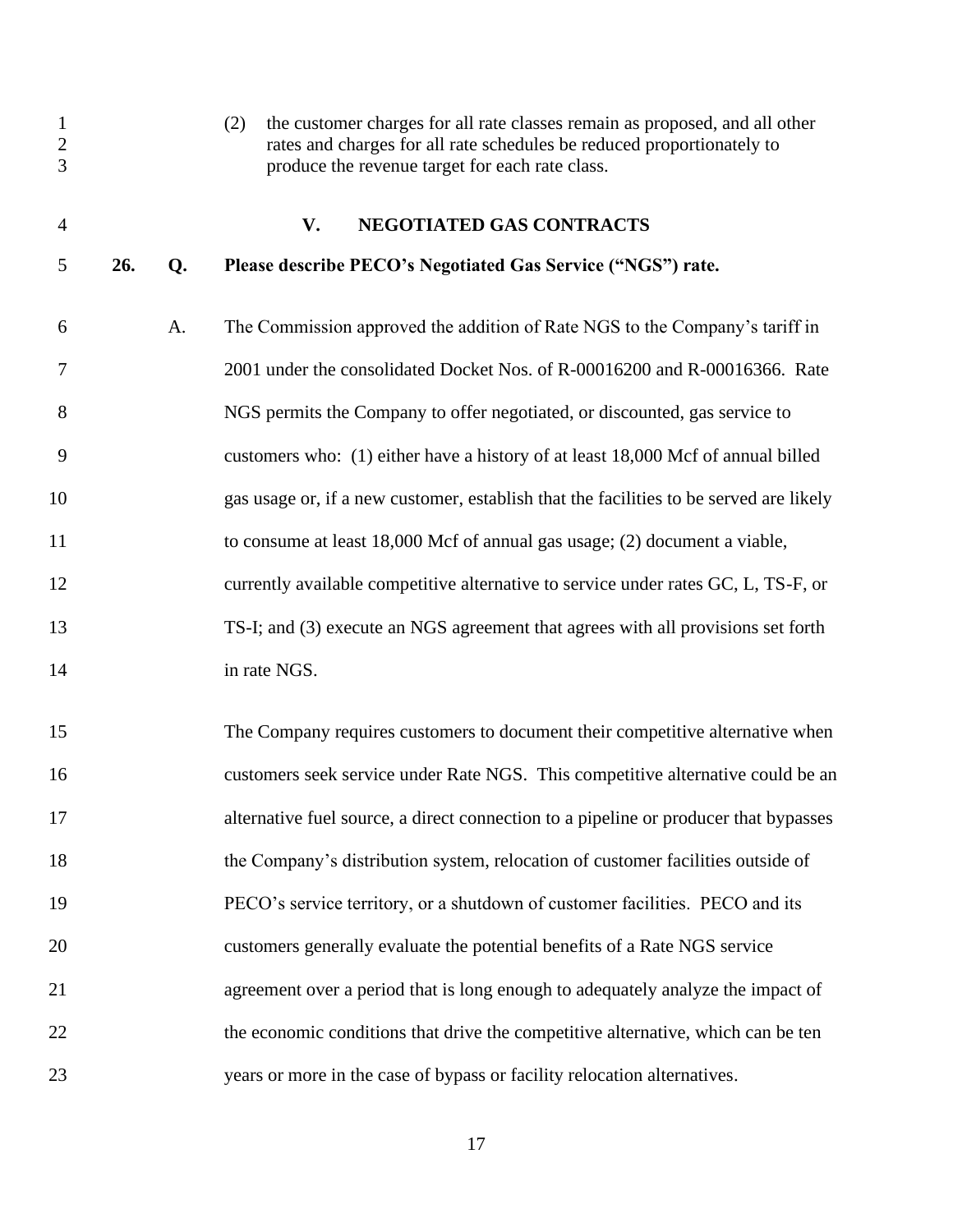(2) the customer charges for all rate classes remain as proposed, and all other rates and charges for all rate schedules be reduced proportionately to produce the revenue target for each rate class.

## V. NEGOTIATED GAS CONTRACTS

**26. Q. Please describe PECO's Negotiated Gas Service ("NGS") rate.**

A. The Commission approved the addition of Rate NGS to the Company's tariff in 2001 under the consolidated Docket Nos. of R-00016200 and R-00016366. Rate NGS permits the Company to offer negotiated, or discounted, gas service to customers who: (1) either have a history of at least 18,000 Mcf of annual billed gas usage or, if a new customer, establish that the facilities to be served are likely to consume at least 18,000 Mcf of annual gas usage; (2) document a viable, currently available competitive alternative to service under rates GC, L, TS-F, or TS-I; and (3) execute an NGS agreement that agrees with all provisions set forth in rate NGS.

The Company requires customers to document their competitive alternative when customers seek service under Rate NGS. This competitive alternative could be an alternative fuel source, a direct connection to a pipeline or producer that bypasses the Company's distribution system, relocation of customer facilities outside of PECO's service territory, or a shutdown of customer facilities. PECO and its customers generally evaluate the potential benefits of a Rate NGS service agreement over a period that is long enough to adequately analyze the impact of the economic conditions that drive the competitive alternative, which can be ten years or more in the case of bypass or facility relocation alternatives.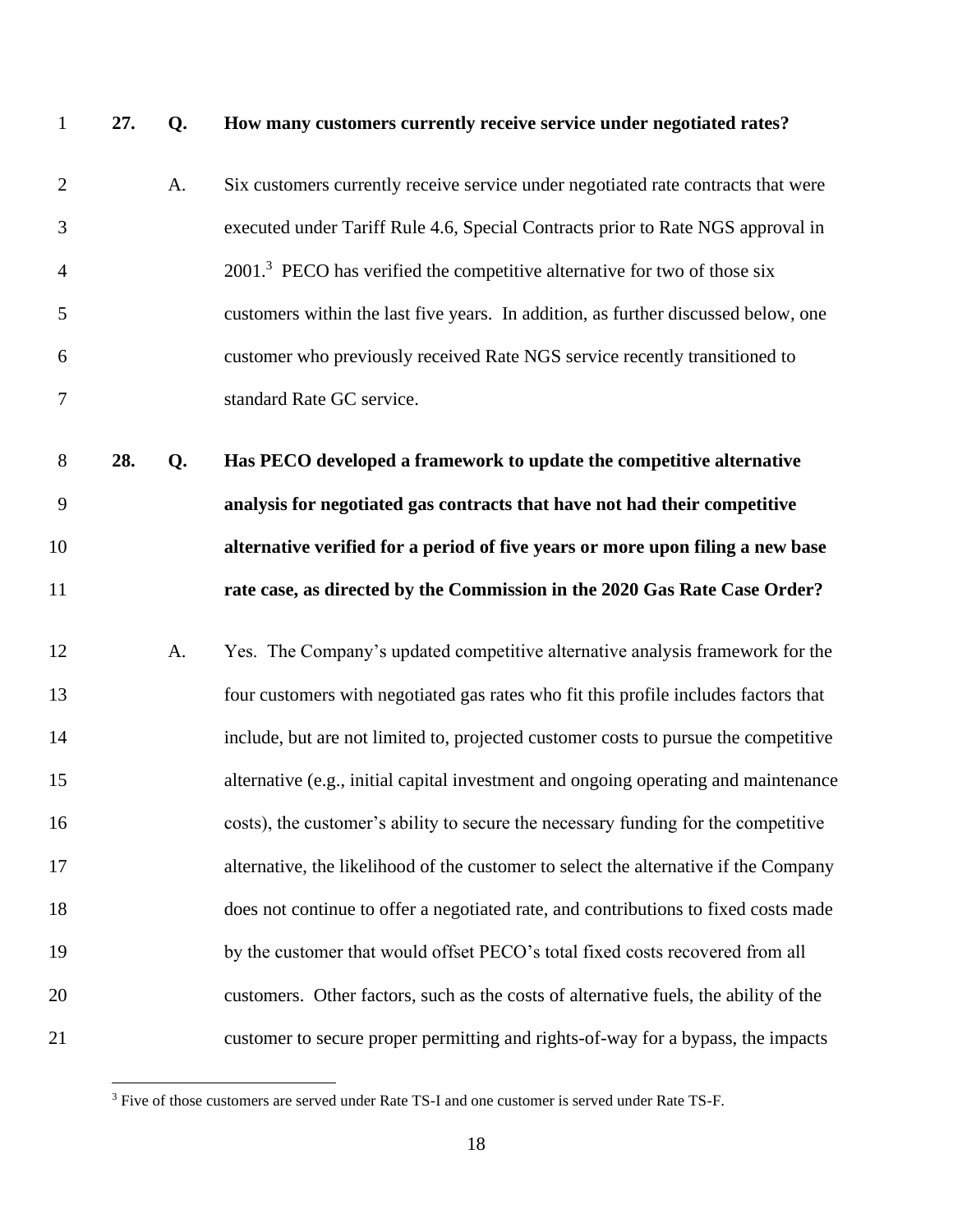**27. Q. How many customers currently receive service under negotiated rates?**

A. Six customers currently receive service under negotiated rate contracts that were executed under Tariff Rule 4.6, Special Contracts prior to Rate NGS approval in 2001.[3] PECO has verified the competitive alternative for two of those six customers within the last five years. In addition, as further discussed below, one customer who previously received Rate NGS service recently transitioned to standard Rate GC service.

**28. Q. Has PECO developed a framework to update the competitive alternative analysis for negotiated gas contracts that have not had their competitive alternative verified for a period of five years or more upon filing a new base rate case, as directed by the Commission in the 2020 Gas Rate Case Order?**

A. Yes. The Company's updated competitive alternative analysis framework for the four customers with negotiated gas rates who fit this profile includes factors that include, but are not limited to, projected customer costs to pursue the competitive alternative (e.g., initial capital investment and ongoing operating and maintenance costs), the customer's ability to secure the necessary funding for the competitive alternative, the likelihood of the customer to select the alternative if the Company does not continue to offer a negotiated rate, and contributions to fixed costs made by the customer that would offset PECO's total fixed costs recovered from all customers. Other factors, such as the costs of alternative fuels, the ability of the customer to secure proper permitting and rights-of-way for a bypass, the impacts

[3] Five of those customers are served under Rate TS-I and one customer is served under Rate TS-F.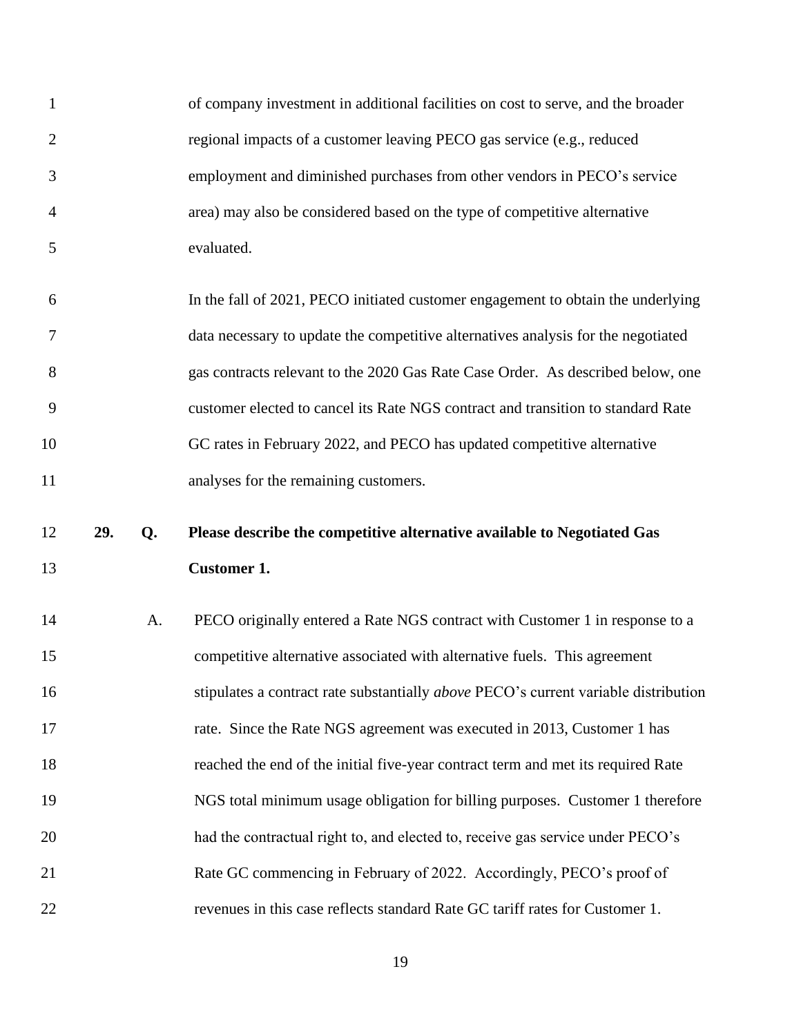of company investment in additional facilities on cost to serve, and the broader regional impacts of a customer leaving PECO gas service (e.g., reduced employment and diminished purchases from other vendors in PECO's service area) may also be considered based on the type of competitive alternative evaluated.

In the fall of 2021, PECO initiated customer engagement to obtain the underlying data necessary to update the competitive alternatives analysis for the negotiated gas contracts relevant to the 2020 Gas Rate Case Order. As described below, one customer elected to cancel its Rate NGS contract and transition to standard Rate GC rates in February 2022, and PECO has updated competitive alternative analyses for the remaining customers.

**29. Q. Please describe the competitive alternative available to Negotiated Gas Customer 1.**

A. PECO originally entered a Rate NGS contract with Customer 1 in response to a competitive alternative associated with alternative fuels. This agreement stipulates a contract rate substantially *above* PECO's current variable distribution rate. Since the Rate NGS agreement was executed in 2013, Customer 1 has reached the end of the initial five-year contract term and met its required Rate NGS total minimum usage obligation for billing purposes. Customer 1 therefore had the contractual right to, and elected to, receive gas service under PECO's Rate GC commencing in February of 2022. Accordingly, PECO's proof of revenues in this case reflects standard Rate GC tariff rates for Customer 1.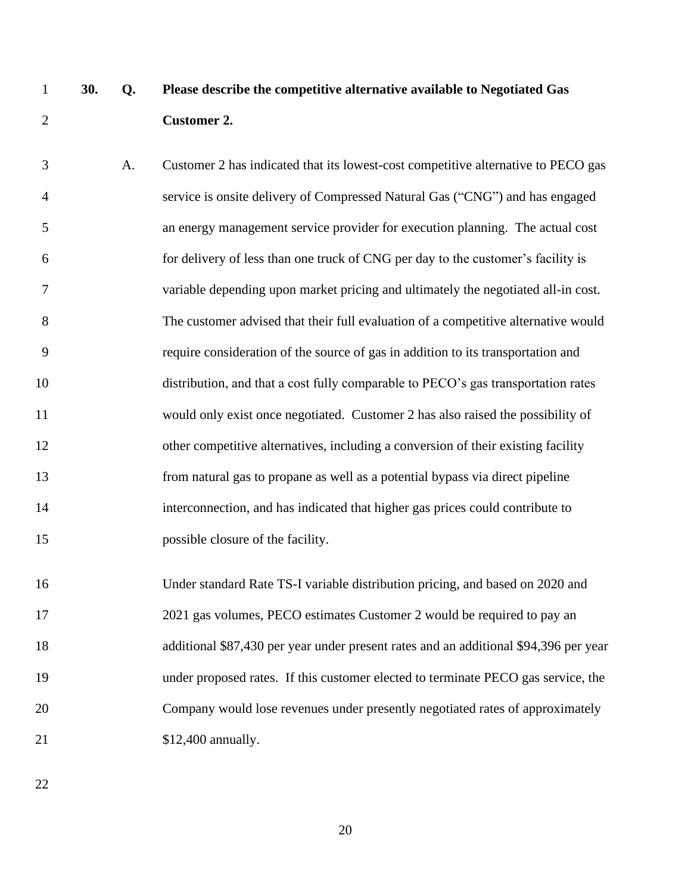**30. Q. Please describe the competitive alternative available to Negotiated Gas Customer 2.**

A. Customer 2 has indicated that its lowest-cost competitive alternative to PECO gas service is onsite delivery of Compressed Natural Gas ("CNG") and has engaged an energy management service provider for execution planning. The actual cost for delivery of less than one truck of CNG per day to the customer's facility is variable depending upon market pricing and ultimately the negotiated all-in cost. The customer advised that their full evaluation of a competitive alternative would require consideration of the source of gas in addition to its transportation and distribution, and that a cost fully comparable to PECO's gas transportation rates would only exist once negotiated. Customer 2 has also raised the possibility of other competitive alternatives, including a conversion of their existing facility from natural gas to propane as well as a potential bypass via direct pipeline interconnection, and has indicated that higher gas prices could contribute to possible closure of the facility.

Under standard Rate TS-I variable distribution pricing, and based on 2020 and 2021 gas volumes, PECO estimates Customer 2 would be required to pay an additional $87,430 per year under present rates and an additional $94,396 per year under proposed rates. If this customer elected to terminate PECO gas service, the Company would lose revenues under presently negotiated rates of approximately $12,400 annually.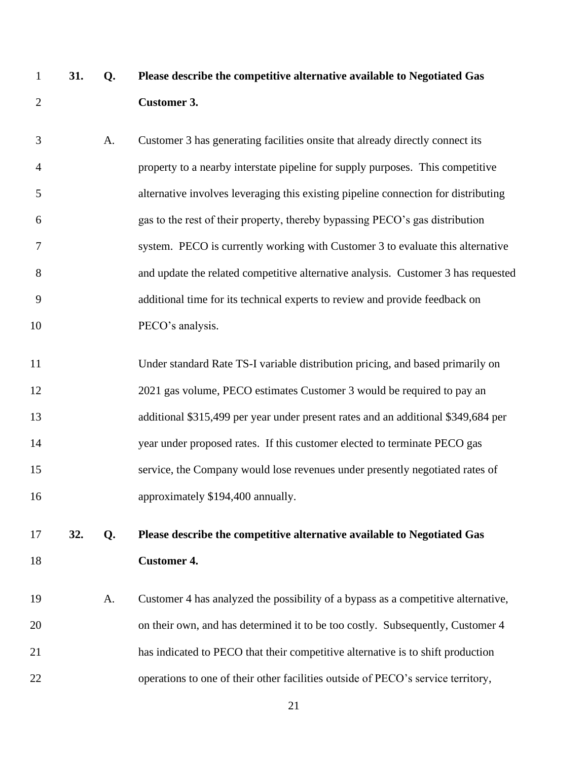**31. Q. Please describe the competitive alternative available to Negotiated Gas Customer 3.**

A. Customer 3 has generating facilities onsite that already directly connect its property to a nearby interstate pipeline for supply purposes. This competitive alternative involves leveraging this existing pipeline connection for distributing gas to the rest of their property, thereby bypassing PECO's gas distribution system. PECO is currently working with Customer 3 to evaluate this alternative and update the related competitive alternative analysis. Customer 3 has requested additional time for its technical experts to review and provide feedback on PECO's analysis.

Under standard Rate TS-I variable distribution pricing, and based primarily on 2021 gas volume, PECO estimates Customer 3 would be required to pay an additional \$315,499 per year under present rates and an additional \$349,684 per year under proposed rates. If this customer elected to terminate PECO gas service, the Company would lose revenues under presently negotiated rates of approximately \$194,400 annually.

**32. Q. Please describe the competitive alternative available to Negotiated Gas Customer 4.**

A. Customer 4 has analyzed the possibility of a bypass as a competitive alternative, on their own, and has determined it to be too costly. Subsequently, Customer 4 has indicated to PECO that their competitive alternative is to shift production operations to one of their other facilities outside of PECO's service territory,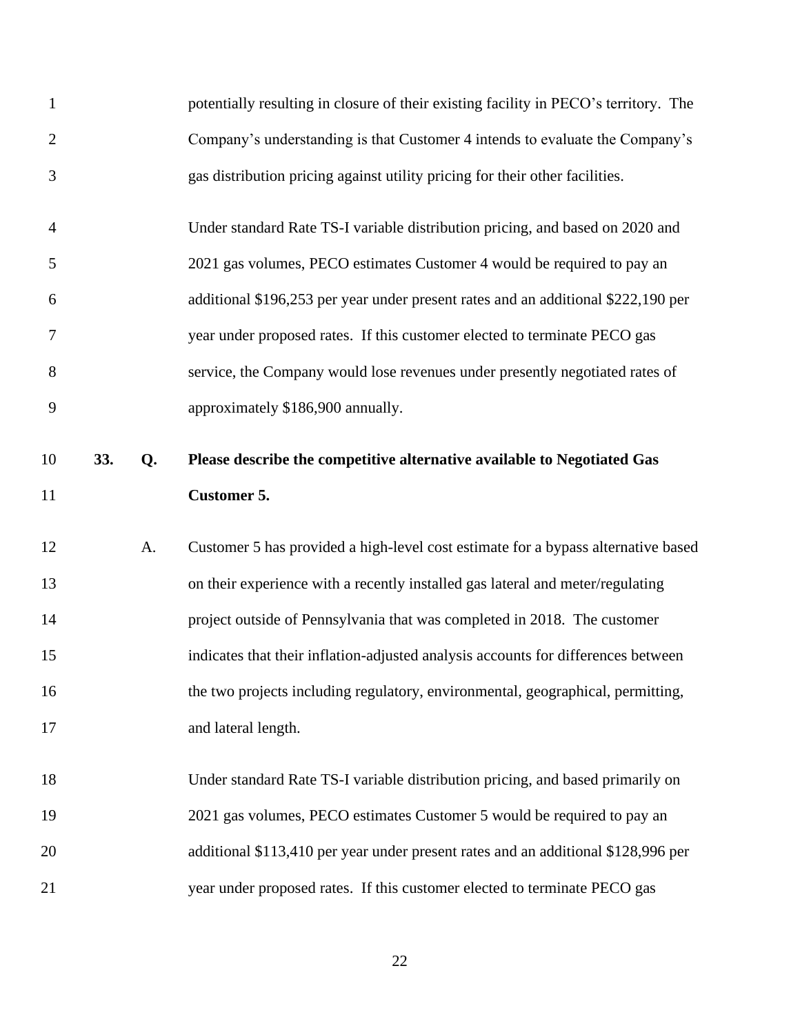potentially resulting in closure of their existing facility in PECO's territory. The Company's understanding is that Customer 4 intends to evaluate the Company's gas distribution pricing against utility pricing for their other facilities.

Under standard Rate TS-I variable distribution pricing, and based on 2020 and 2021 gas volumes, PECO estimates Customer 4 would be required to pay an additional $196,253 per year under present rates and an additional $222,190 per year under proposed rates. If this customer elected to terminate PECO gas service, the Company would lose revenues under presently negotiated rates of approximately $186,900 annually.

**33. Q. Please describe the competitive alternative available to Negotiated Gas Customer 5.**

A. Customer 5 has provided a high-level cost estimate for a bypass alternative based on their experience with a recently installed gas lateral and meter/regulating project outside of Pennsylvania that was completed in 2018. The customer indicates that their inflation-adjusted analysis accounts for differences between the two projects including regulatory, environmental, geographical, permitting, and lateral length.

Under standard Rate TS-I variable distribution pricing, and based primarily on 2021 gas volumes, PECO estimates Customer 5 would be required to pay an additional $113,410 per year under present rates and an additional $128,996 per year under proposed rates. If this customer elected to terminate PECO gas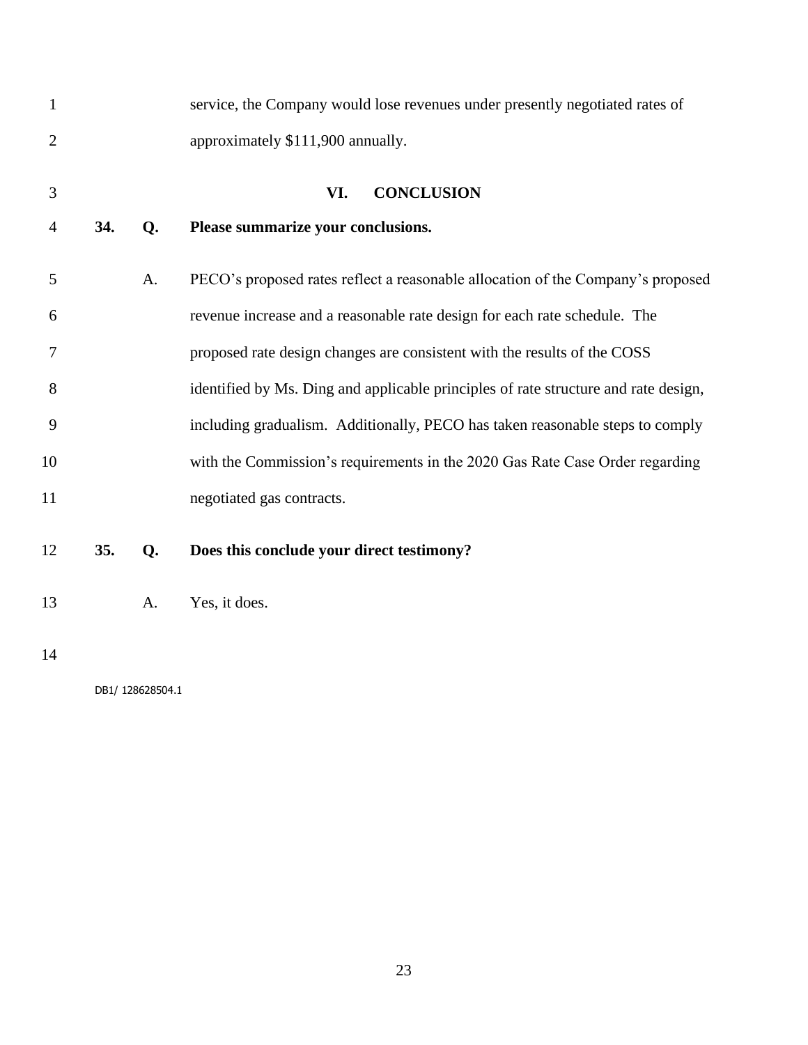service, the Company would lose revenues under presently negotiated rates of approximately $111,900 annually.

## VI. CONCLUSION

**34. Q. Please summarize your conclusions.**

A. PECO's proposed rates reflect a reasonable allocation of the Company's proposed revenue increase and a reasonable rate design for each rate schedule. The proposed rate design changes are consistent with the results of the COSS identified by Ms. Ding and applicable principles of rate structure and rate design, including gradualism. Additionally, PECO has taken reasonable steps to comply with the Commission's requirements in the 2020 Gas Rate Case Order regarding negotiated gas contracts.

**35. Q. Does this conclude your direct testimony?**

A. Yes, it does.

DB1/ 128628504.1